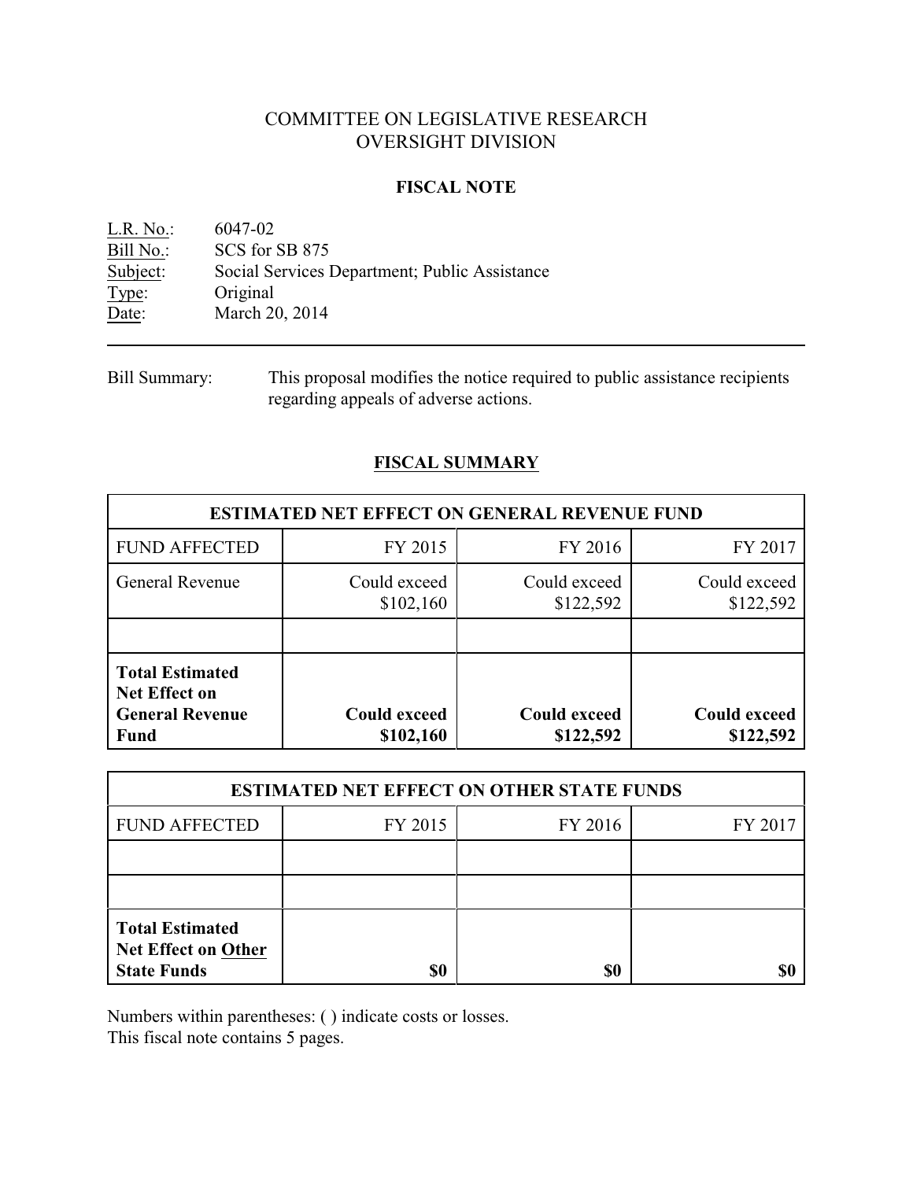# COMMITTEE ON LEGISLATIVE RESEARCH
# OVERSIGHT DIVISION

## FISCAL NOTE

L.R. No.: 6047-02
Bill No.: SCS for SB 875
Subject: Social Services Department; Public Assistance
Type: Original
Date: March 20, 2014

---

Bill Summary: This proposal modifies the notice required to public assistance recipients regarding appeals of adverse actions.

## FISCAL SUMMARY

| ESTIMATED NET EFFECT ON GENERAL REVENUE FUND | | | |
|---|---|---|---|
| FUND AFFECTED | FY 2015 | FY 2016 | FY 2017 |
| General Revenue | Could exceed $102,160 | Could exceed $122,592 | Could exceed $122,592 |
| | | | |
| **Total Estimated Net Effect on General Revenue Fund** | **Could exceed $102,160** | **Could exceed $122,592** | **Could exceed $122,592** |

| ESTIMATED NET EFFECT ON OTHER STATE FUNDS | | | |
|---|---|---|---|
| FUND AFFECTED | FY 2015 | FY 2016 | FY 2017 |
| | | | |
| | | | |
| **Total Estimated Net Effect on Other State Funds** | **$0** | **$0** | **$0** |

Numbers within parentheses: ( ) indicate costs or losses.
This fiscal note contains 5 pages.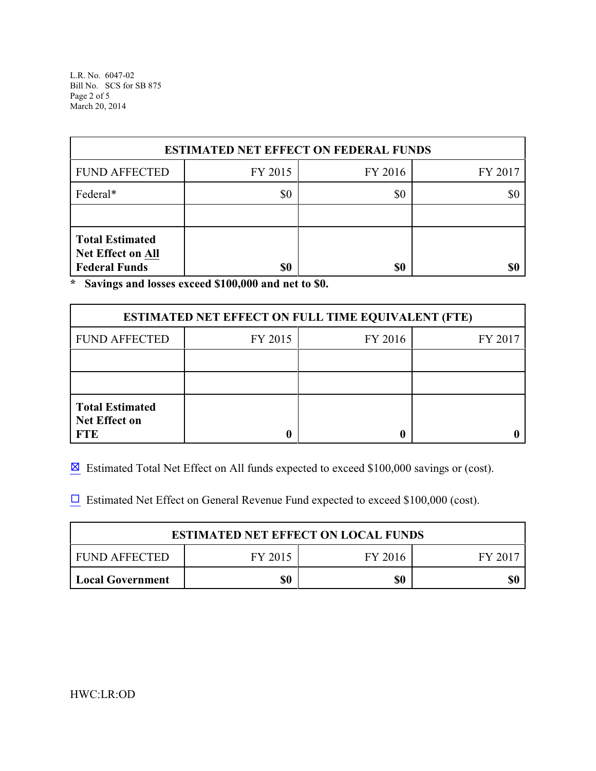| ESTIMATED NET EFFECT ON FEDERAL FUNDS | | | |
|---|---|---|---|
| FUND AFFECTED | FY 2015 | FY 2016 | FY 2017 |
| Federal* | $0 | $0 | $0 |
| | | | |
| **Total Estimated Net Effect on All Federal Funds** | **$0** | **$0** | **$0** |

**\* Savings and losses exceed $100,000 and net to $0.**

| ESTIMATED NET EFFECT ON FULL TIME EQUIVALENT (FTE) | | | |
|---|---|---|---|
| FUND AFFECTED | FY 2015 | FY 2016 | FY 2017 |
| | | | |
| | | | |
| **Total Estimated Net Effect on FTE** | **0** | **0** | **0** |

☒ Estimated Total Net Effect on All funds expected to exceed $100,000 savings or (cost).

☐ Estimated Net Effect on General Revenue Fund expected to exceed $100,000 (cost).

| ESTIMATED NET EFFECT ON LOCAL FUNDS | | | |
|---|---|---|---|
| FUND AFFECTED | FY 2015 | FY 2016 | FY 2017 |
| **Local Government** | **$0** | **$0** | **$0** |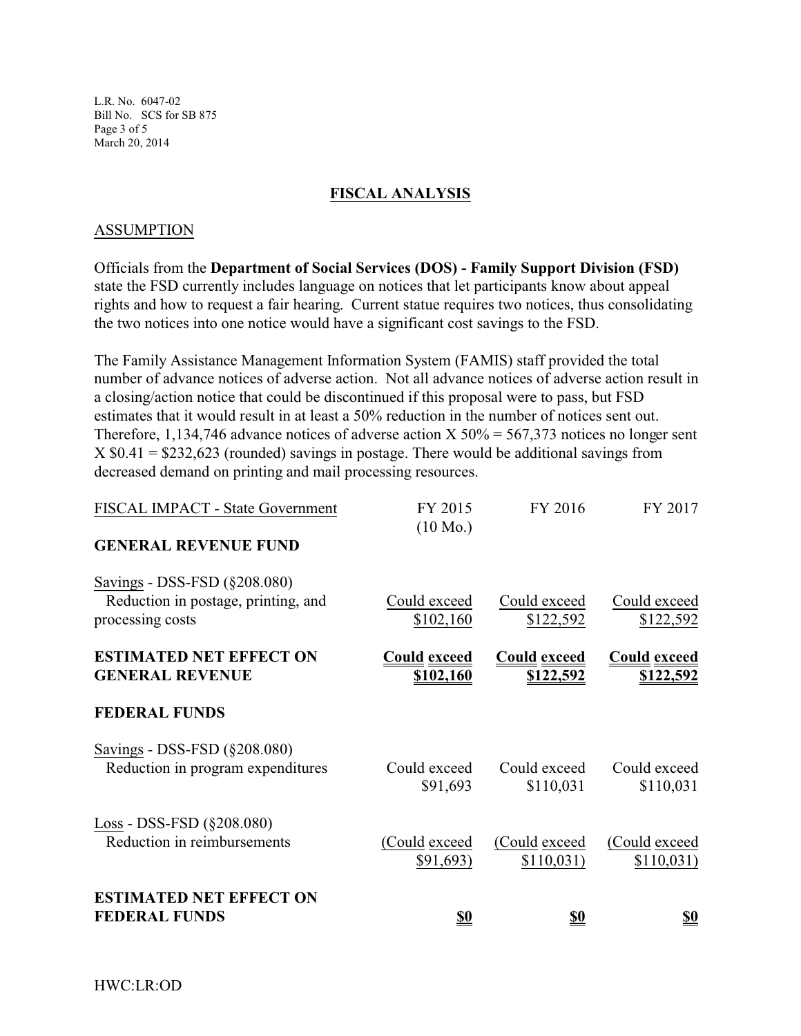## FISCAL ANALYSIS

### ASSUMPTION

Officials from the **Department of Social Services (DOS) - Family Support Division (FSD)** state the FSD currently includes language on notices that let participants know about appeal rights and how to request a fair hearing. Current statue requires two notices, thus consolidating the two notices into one notice would have a significant cost savings to the FSD.

The Family Assistance Management Information System (FAMIS) staff provided the total number of advance notices of adverse action. Not all advance notices of adverse action result in a closing/action notice that could be discontinued if this proposal were to pass, but FSD estimates that it would result in at least a 50% reduction in the number of notices sent out. Therefore, 1,134,746 advance notices of adverse action X 50% = 567,373 notices no longer sent X $0.41 = $232,623 (rounded) savings in postage. There would be additional savings from decreased demand on printing and mail processing resources.

| FISCAL IMPACT - State Government | FY 2015 (10 Mo.) | FY 2016 | FY 2017 |
|---|---|---|---|
| **GENERAL REVENUE FUND** | | | |
| Savings - DSS-FSD (§208.080) Reduction in postage, printing, and processing costs | Could exceed $102,160 | Could exceed $122,592 | Could exceed $122,592 |
| **ESTIMATED NET EFFECT ON GENERAL REVENUE** | **Could exceed $102,160** | **Could exceed $122,592** | **Could exceed $122,592** |
| **FEDERAL FUNDS** | | | |
| Savings - DSS-FSD (§208.080) Reduction in program expenditures | Could exceed $91,693 | Could exceed $110,031 | Could exceed $110,031 |
| Loss - DSS-FSD (§208.080) Reduction in reimbursements | (Could exceed $91,693) | (Could exceed $110,031) | (Could exceed $110,031) |
| **ESTIMATED NET EFFECT ON FEDERAL FUNDS** | **$0** | **$0** | **$0** |

HWC:LR:OD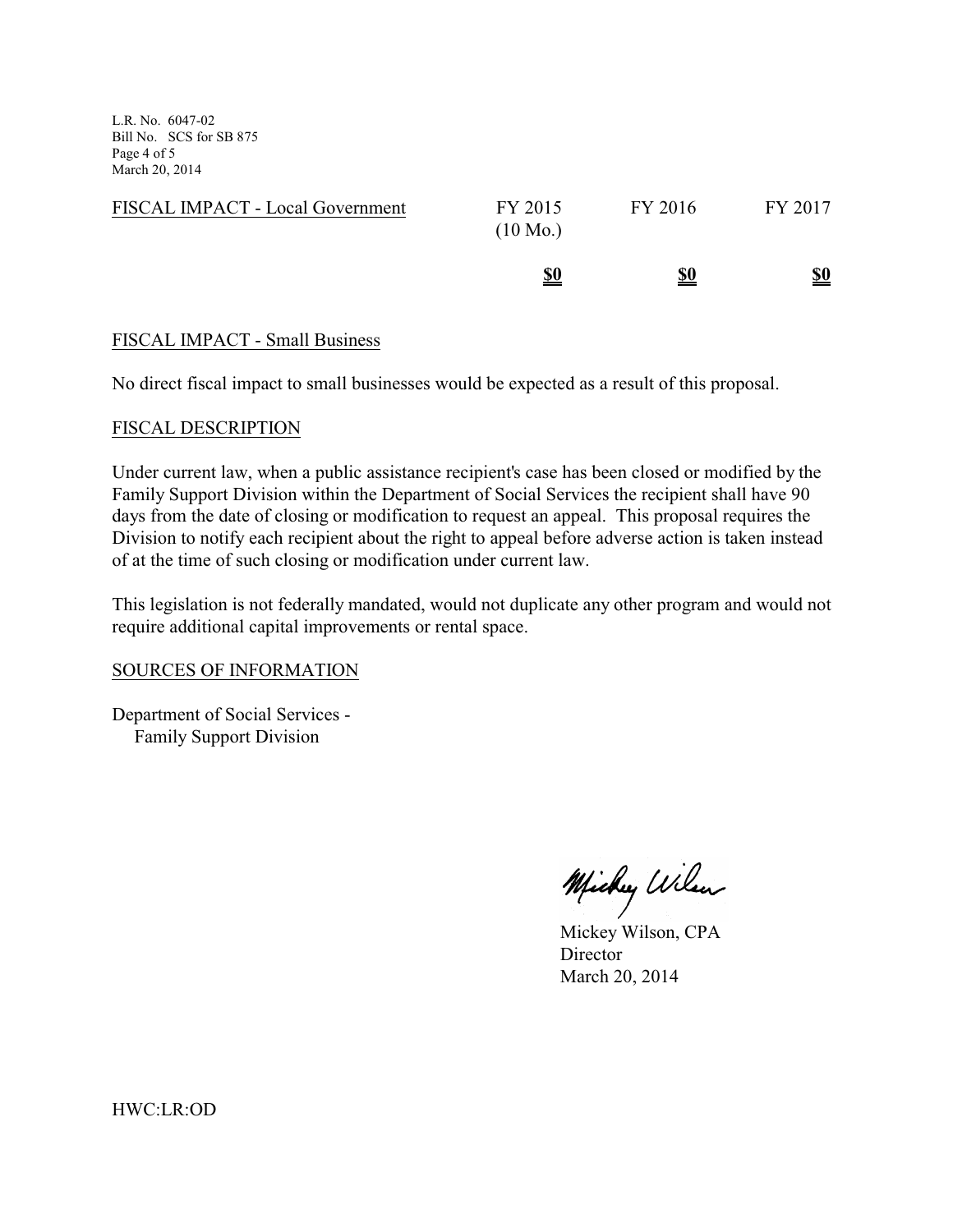| FISCAL IMPACT - Local Government | FY 2015 (10 Mo.) | FY 2016 | FY 2017 |
|---|---|---|---|
| | **$0** | **$0** | **$0** |

FISCAL IMPACT - Small Business

No direct fiscal impact to small businesses would be expected as a result of this proposal.

FISCAL DESCRIPTION

Under current law, when a public assistance recipient's case has been closed or modified by the Family Support Division within the Department of Social Services the recipient shall have 90 days from the date of closing or modification to request an appeal. This proposal requires the Division to notify each recipient about the right to appeal before adverse action is taken instead of at the time of such closing or modification under current law.

This legislation is not federally mandated, would not duplicate any other program and would not require additional capital improvements or rental space.

SOURCES OF INFORMATION

Department of Social Services -
Family Support Division

Mickey Wilson, CPA
Director
March 20, 2014

HWC:LR:OD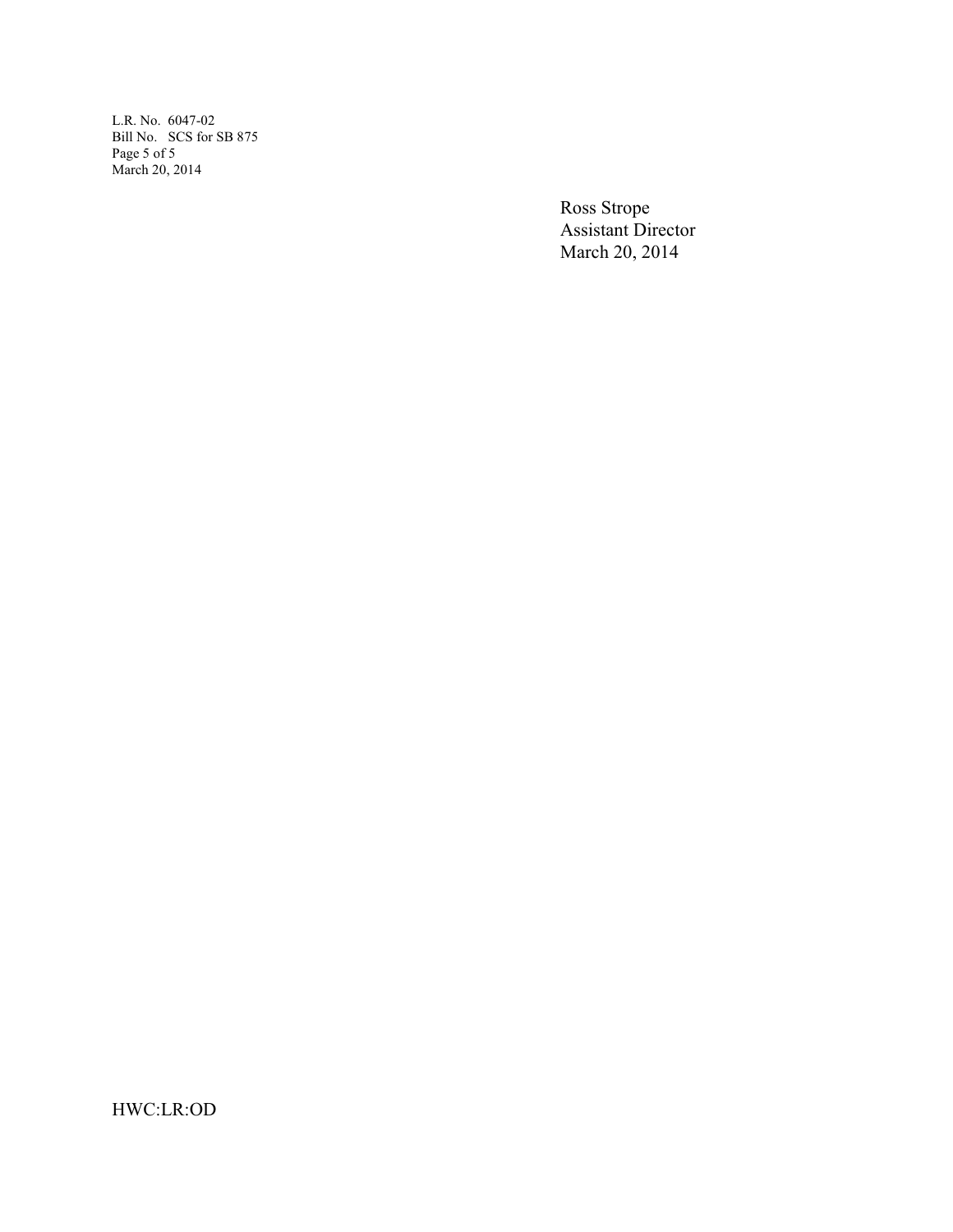Ross Strope
Assistant Director
March 20, 2014

HWC:LR:OD